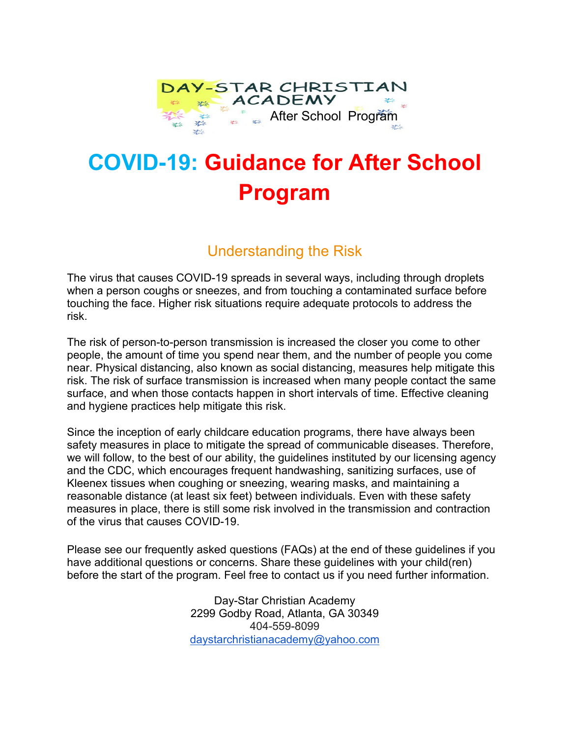DAY-STAR CHRISTIAN ACADEMY
After School Program

# COVID-19: Guidance for After School Program

## Understanding the Risk

The virus that causes COVID-19 spreads in several ways, including through droplets when a person coughs or sneezes, and from touching a contaminated surface before touching the face. Higher risk situations require adequate protocols to address the risk.

The risk of person-to-person transmission is increased the closer you come to other people, the amount of time you spend near them, and the number of people you come near. Physical distancing, also known as social distancing, measures help mitigate this risk. The risk of surface transmission is increased when many people contact the same surface, and when those contacts happen in short intervals of time. Effective cleaning and hygiene practices help mitigate this risk.

Since the inception of early childcare education programs, there have always been safety measures in place to mitigate the spread of communicable diseases. Therefore, we will follow, to the best of our ability, the guidelines instituted by our licensing agency and the CDC, which encourages frequent handwashing, sanitizing surfaces, use of Kleenex tissues when coughing or sneezing, wearing masks, and maintaining a reasonable distance (at least six feet) between individuals. Even with these safety measures in place, there is still some risk involved in the transmission and contraction of the virus that causes COVID-19.

Please see our frequently asked questions (FAQs) at the end of these guidelines if you have additional questions or concerns. Share these guidelines with your child(ren) before the start of the program. Feel free to contact us if you need further information.

Day-Star Christian Academy
2299 Godby Road, Atlanta, GA 30349
404-559-8099
daystarchristianacademy@yahoo.com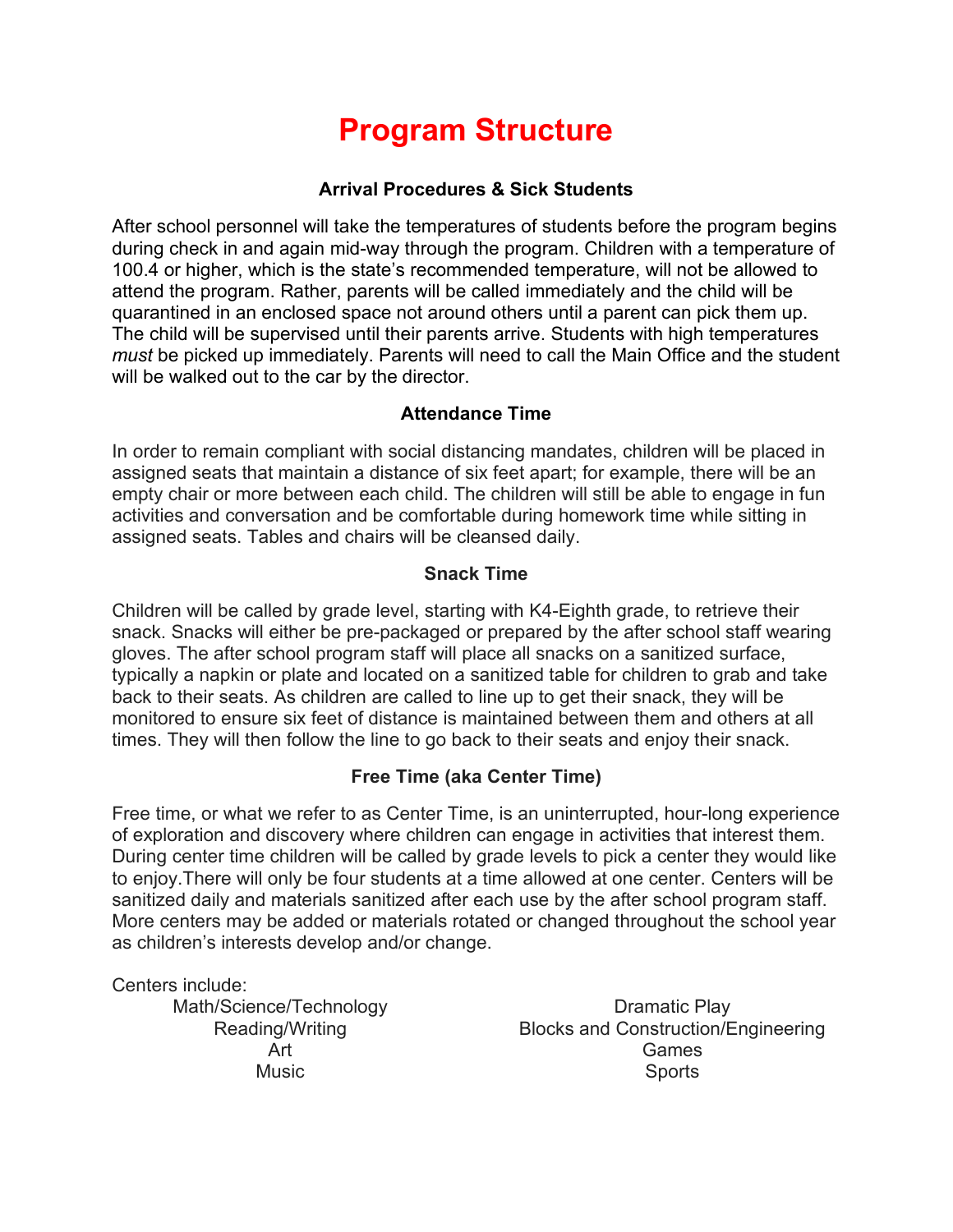# Program Structure

### Arrival Procedures & Sick Students

After school personnel will take the temperatures of students before the program begins during check in and again mid-way through the program. Children with a temperature of 100.4 or higher, which is the state's recommended temperature, will not be allowed to attend the program. Rather, parents will be called immediately and the child will be quarantined in an enclosed space not around others until a parent can pick them up. The child will be supervised until their parents arrive. Students with high temperatures *must* be picked up immediately. Parents will need to call the Main Office and the student will be walked out to the car by the director.

### Attendance Time

In order to remain compliant with social distancing mandates, children will be placed in assigned seats that maintain a distance of six feet apart; for example, there will be an empty chair or more between each child. The children will still be able to engage in fun activities and conversation and be comfortable during homework time while sitting in assigned seats. Tables and chairs will be cleansed daily.

### Snack Time

Children will be called by grade level, starting with K4-Eighth grade, to retrieve their snack. Snacks will either be pre-packaged or prepared by the after school staff wearing gloves. The after school program staff will place all snacks on a sanitized surface, typically a napkin or plate and located on a sanitized table for children to grab and take back to their seats. As children are called to line up to get their snack, they will be monitored to ensure six feet of distance is maintained between them and others at all times. They will then follow the line to go back to their seats and enjoy their snack.

### Free Time (aka Center Time)

Free time, or what we refer to as Center Time, is an uninterrupted, hour-long experience of exploration and discovery where children can engage in activities that interest them. During center time children will be called by grade levels to pick a center they would like to enjoy.There will only be four students at a time allowed at one center. Centers will be sanitized daily and materials sanitized after each use by the after school program staff. More centers may be added or materials rotated or changed throughout the school year as children's interests develop and/or change.

Centers include:

- Math/Science/Technology
- Reading/Writing
- Art
- Music
- Dramatic Play
- Blocks and Construction/Engineering
- Games
- Sports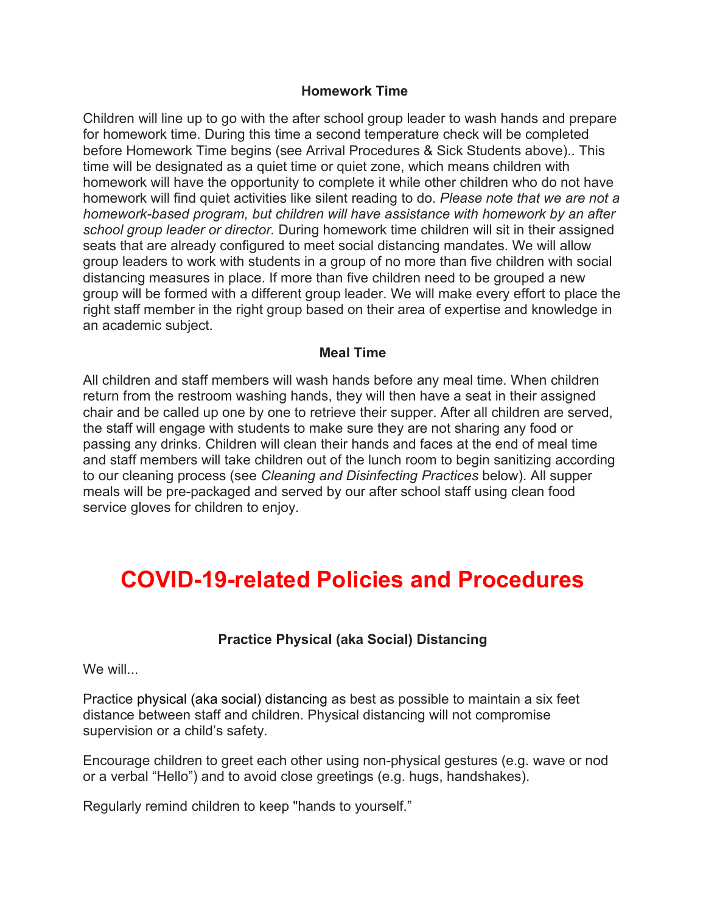### Homework Time

Children will line up to go with the after school group leader to wash hands and prepare for homework time. During this time a second temperature check will be completed before Homework Time begins (see Arrival Procedures & Sick Students above).. This time will be designated as a quiet time or quiet zone, which means children with homework will have the opportunity to complete it while other children who do not have homework will find quiet activities like silent reading to do. *Please note that we are not a homework-based program, but children will have assistance with homework by an after school group leader or director.* During homework time children will sit in their assigned seats that are already configured to meet social distancing mandates. We will allow group leaders to work with students in a group of no more than five children with social distancing measures in place. If more than five children need to be grouped a new group will be formed with a different group leader. We will make every effort to place the right staff member in the right group based on their area of expertise and knowledge in an academic subject.

### Meal Time

All children and staff members will wash hands before any meal time. When children return from the restroom washing hands, they will then have a seat in their assigned chair and be called up one by one to retrieve their supper. After all children are served, the staff will engage with students to make sure they are not sharing any food or passing any drinks. Children will clean their hands and faces at the end of meal time and staff members will take children out of the lunch room to begin sanitizing according to our cleaning process (see *Cleaning and Disinfecting Practices* below). All supper meals will be pre-packaged and served by our after school staff using clean food service gloves for children to enjoy.

# COVID-19-related Policies and Procedures

### Practice Physical (aka Social) Distancing

We will...

Practice physical (aka social) distancing as best as possible to maintain a six feet distance between staff and children. Physical distancing will not compromise supervision or a child's safety.

Encourage children to greet each other using non-physical gestures (e.g. wave or nod or a verbal "Hello") and to avoid close greetings (e.g. hugs, handshakes).

Regularly remind children to keep "hands to yourself."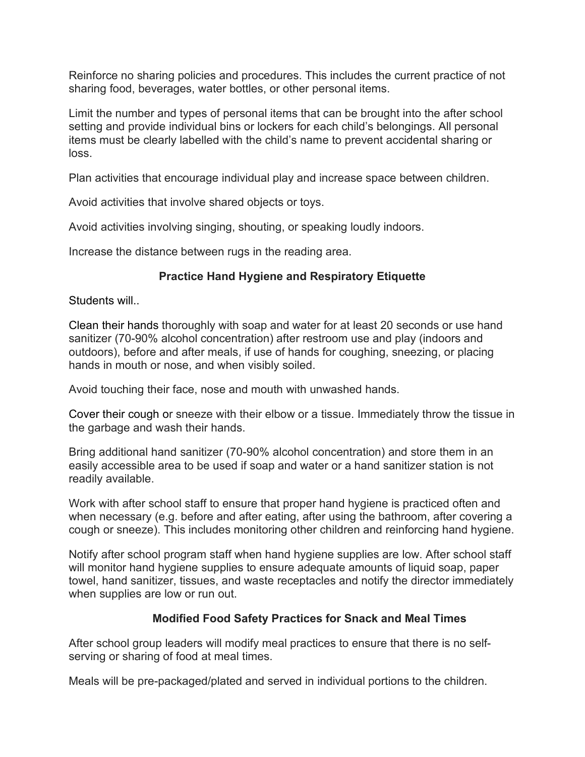Reinforce no sharing policies and procedures. This includes the current practice of not sharing food, beverages, water bottles, or other personal items.

Limit the number and types of personal items that can be brought into the after school setting and provide individual bins or lockers for each child's belongings. All personal items must be clearly labelled with the child's name to prevent accidental sharing or loss.

Plan activities that encourage individual play and increase space between children.

Avoid activities that involve shared objects or toys.

Avoid activities involving singing, shouting, or speaking loudly indoors.

Increase the distance between rugs in the reading area.

## Practice Hand Hygiene and Respiratory Etiquette

Students will..

Clean their hands thoroughly with soap and water for at least 20 seconds or use hand sanitizer (70-90% alcohol concentration) after restroom use and play (indoors and outdoors), before and after meals, if use of hands for coughing, sneezing, or placing hands in mouth or nose, and when visibly soiled.

Avoid touching their face, nose and mouth with unwashed hands.

Cover their cough or sneeze with their elbow or a tissue. Immediately throw the tissue in the garbage and wash their hands.

Bring additional hand sanitizer (70-90% alcohol concentration) and store them in an easily accessible area to be used if soap and water or a hand sanitizer station is not readily available.

Work with after school staff to ensure that proper hand hygiene is practiced often and when necessary (e.g. before and after eating, after using the bathroom, after covering a cough or sneeze). This includes monitoring other children and reinforcing hand hygiene.

Notify after school program staff when hand hygiene supplies are low. After school staff will monitor hand hygiene supplies to ensure adequate amounts of liquid soap, paper towel, hand sanitizer, tissues, and waste receptacles and notify the director immediately when supplies are low or run out.

## Modified Food Safety Practices for Snack and Meal Times

After school group leaders will modify meal practices to ensure that there is no self-serving or sharing of food at meal times.

Meals will be pre-packaged/plated and served in individual portions to the children.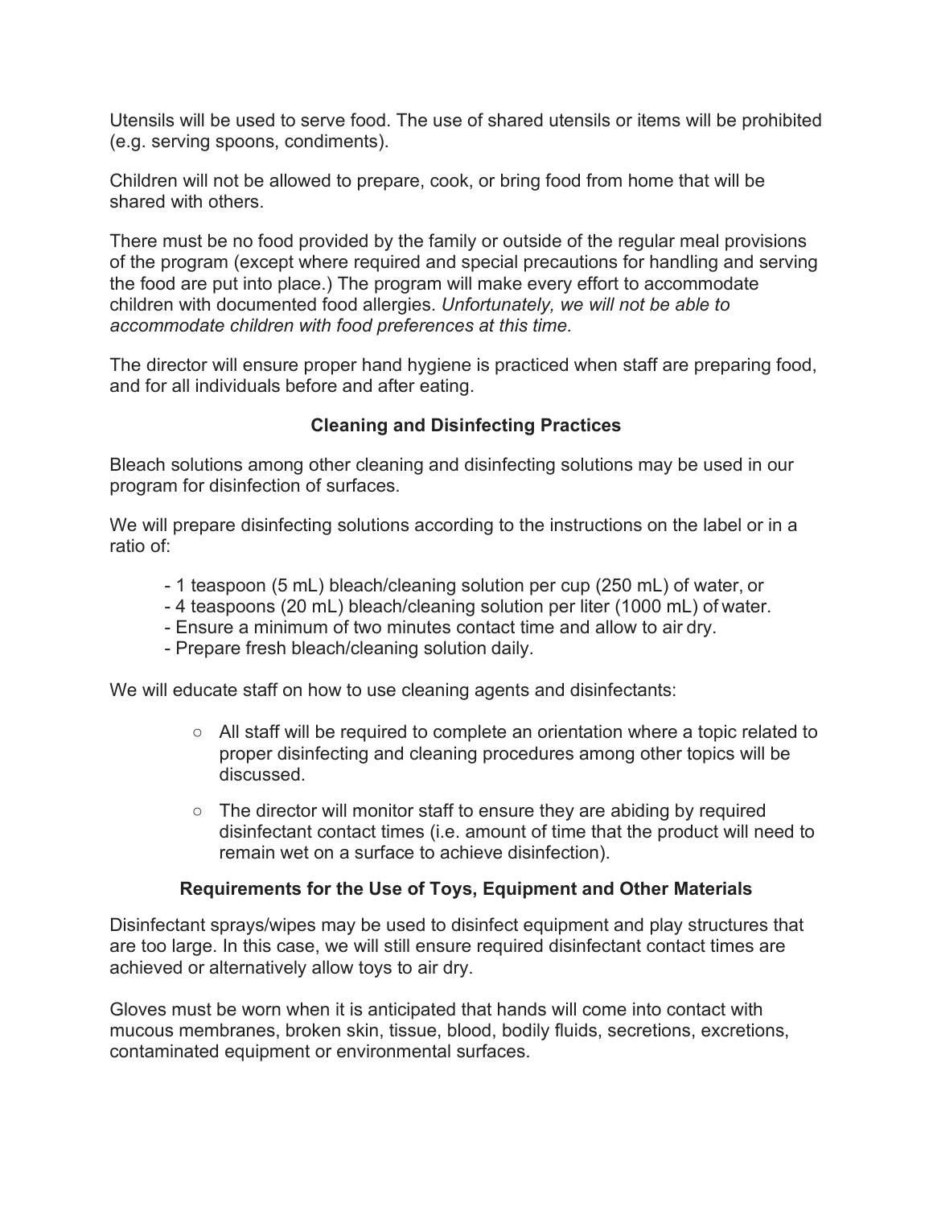Utensils will be used to serve food. The use of shared utensils or items will be prohibited (e.g. serving spoons, condiments).

Children will not be allowed to prepare, cook, or bring food from home that will be shared with others.

There must be no food provided by the family or outside of the regular meal provisions of the program (except where required and special precautions for handling and serving the food are put into place.) The program will make every effort to accommodate children with documented food allergies. *Unfortunately, we will not be able to accommodate children with food preferences at this time.*

The director will ensure proper hand hygiene is practiced when staff are preparing food, and for all individuals before and after eating.

## Cleaning and Disinfecting Practices

Bleach solutions among other cleaning and disinfecting solutions may be used in our program for disinfection of surfaces.

We will prepare disinfecting solutions according to the instructions on the label or in a ratio of:

- 1 teaspoon (5 mL) bleach/cleaning solution per cup (250 mL) of water, or
- 4 teaspoons (20 mL) bleach/cleaning solution per liter (1000 mL) of water.
- Ensure a minimum of two minutes contact time and allow to air dry.
- Prepare fresh bleach/cleaning solution daily.

We will educate staff on how to use cleaning agents and disinfectants:

- All staff will be required to complete an orientation where a topic related to proper disinfecting and cleaning procedures among other topics will be discussed.
- The director will monitor staff to ensure they are abiding by required disinfectant contact times (i.e. amount of time that the product will need to remain wet on a surface to achieve disinfection).

## Requirements for the Use of Toys, Equipment and Other Materials

Disinfectant sprays/wipes may be used to disinfect equipment and play structures that are too large. In this case, we will still ensure required disinfectant contact times are achieved or alternatively allow toys to air dry.

Gloves must be worn when it is anticipated that hands will come into contact with mucous membranes, broken skin, tissue, blood, bodily fluids, secretions, excretions, contaminated equipment or environmental surfaces.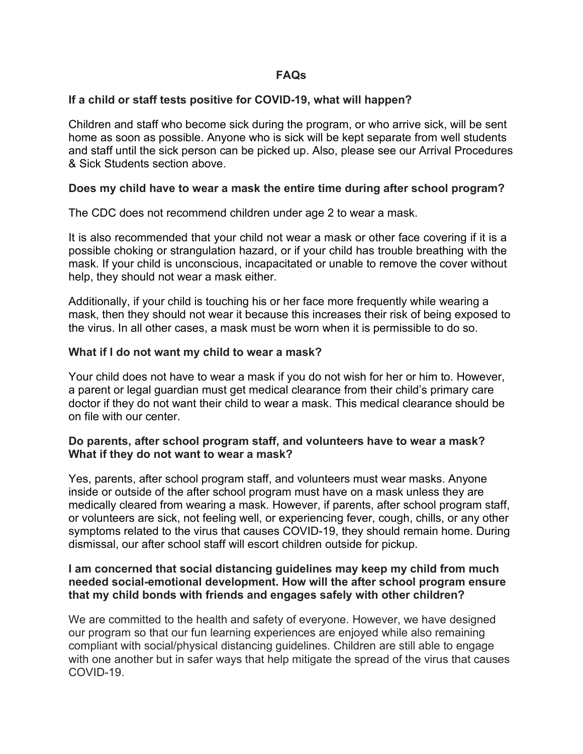## FAQs

### If a child or staff tests positive for COVID-19, what will happen?

Children and staff who become sick during the program, or who arrive sick, will be sent home as soon as possible. Anyone who is sick will be kept separate from well students and staff until the sick person can be picked up. Also, please see our Arrival Procedures & Sick Students section above.

### Does my child have to wear a mask the entire time during after school program?

The CDC does not recommend children under age 2 to wear a mask.

It is also recommended that your child not wear a mask or other face covering if it is a possible choking or strangulation hazard, or if your child has trouble breathing with the mask. If your child is unconscious, incapacitated or unable to remove the cover without help, they should not wear a mask either.

Additionally, if your child is touching his or her face more frequently while wearing a mask, then they should not wear it because this increases their risk of being exposed to the virus. In all other cases, a mask must be worn when it is permissible to do so.

### What if I do not want my child to wear a mask?

Your child does not have to wear a mask if you do not wish for her or him to. However, a parent or legal guardian must get medical clearance from their child's primary care doctor if they do not want their child to wear a mask. This medical clearance should be on file with our center.

### Do parents, after school program staff, and volunteers have to wear a mask? What if they do not want to wear a mask?

Yes, parents, after school program staff, and volunteers must wear masks. Anyone inside or outside of the after school program must have on a mask unless they are medically cleared from wearing a mask. However, if parents, after school program staff, or volunteers are sick, not feeling well, or experiencing fever, cough, chills, or any other symptoms related to the virus that causes COVID-19, they should remain home. During dismissal, our after school staff will escort children outside for pickup.

### I am concerned that social distancing guidelines may keep my child from much needed social-emotional development. How will the after school program ensure that my child bonds with friends and engages safely with other children?

We are committed to the health and safety of everyone. However, we have designed our program so that our fun learning experiences are enjoyed while also remaining compliant with social/physical distancing guidelines. Children are still able to engage with one another but in safer ways that help mitigate the spread of the virus that causes COVID-19.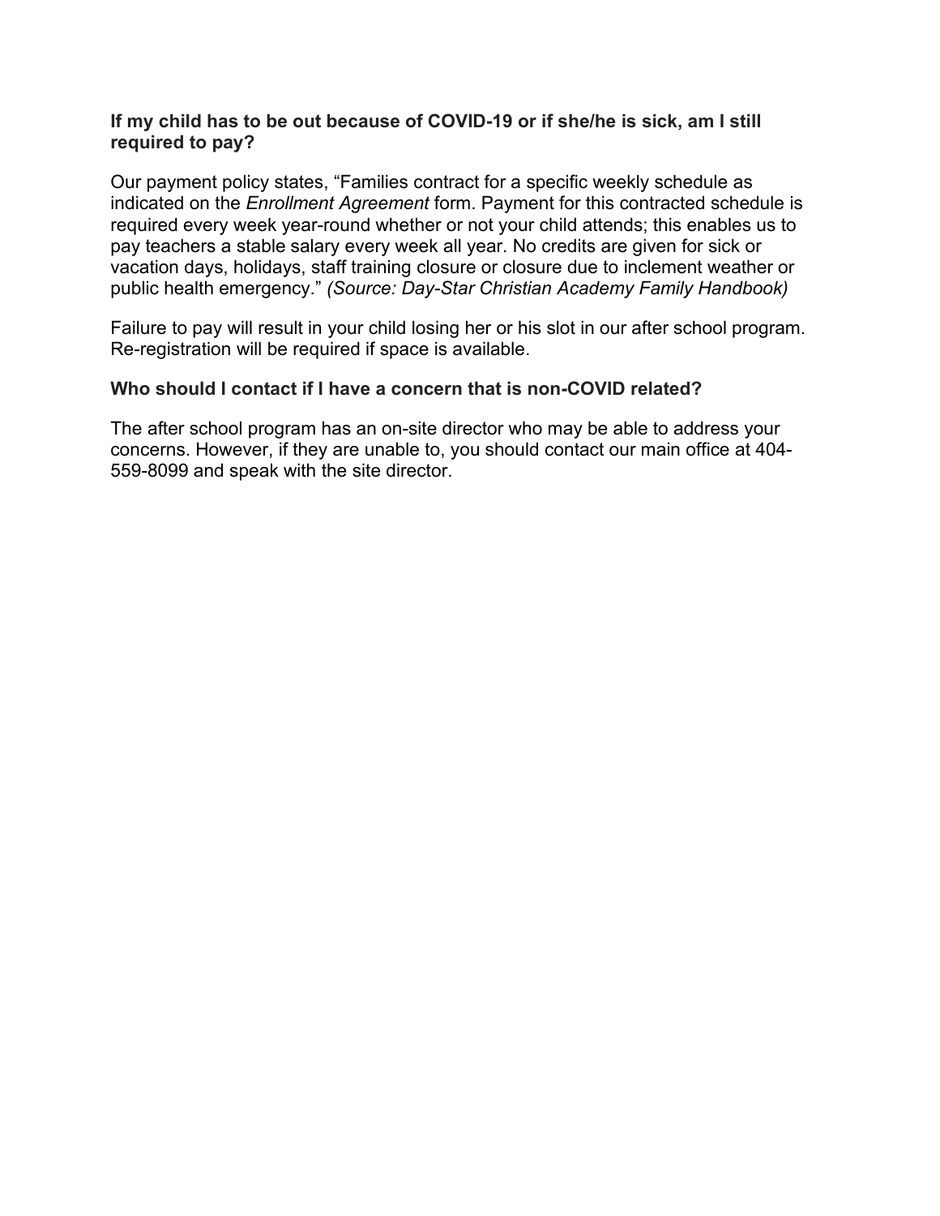**If my child has to be out because of COVID-19 or if she/he is sick, am I still required to pay?**

Our payment policy states, “Families contract for a specific weekly schedule as indicated on the *Enrollment Agreement* form. Payment for this contracted schedule is required every week year-round whether or not your child attends; this enables us to pay teachers a stable salary every week all year. No credits are given for sick or vacation days, holidays, staff training closure or closure due to inclement weather or public health emergency.” *(Source: Day-Star Christian Academy Family Handbook)*

Failure to pay will result in your child losing her or his slot in our after school program. Re-registration will be required if space is available.

**Who should I contact if I have a concern that is non-COVID related?**

The after school program has an on-site director who may be able to address your concerns. However, if they are unable to, you should contact our main office at 404-559-8099 and speak with the site director.